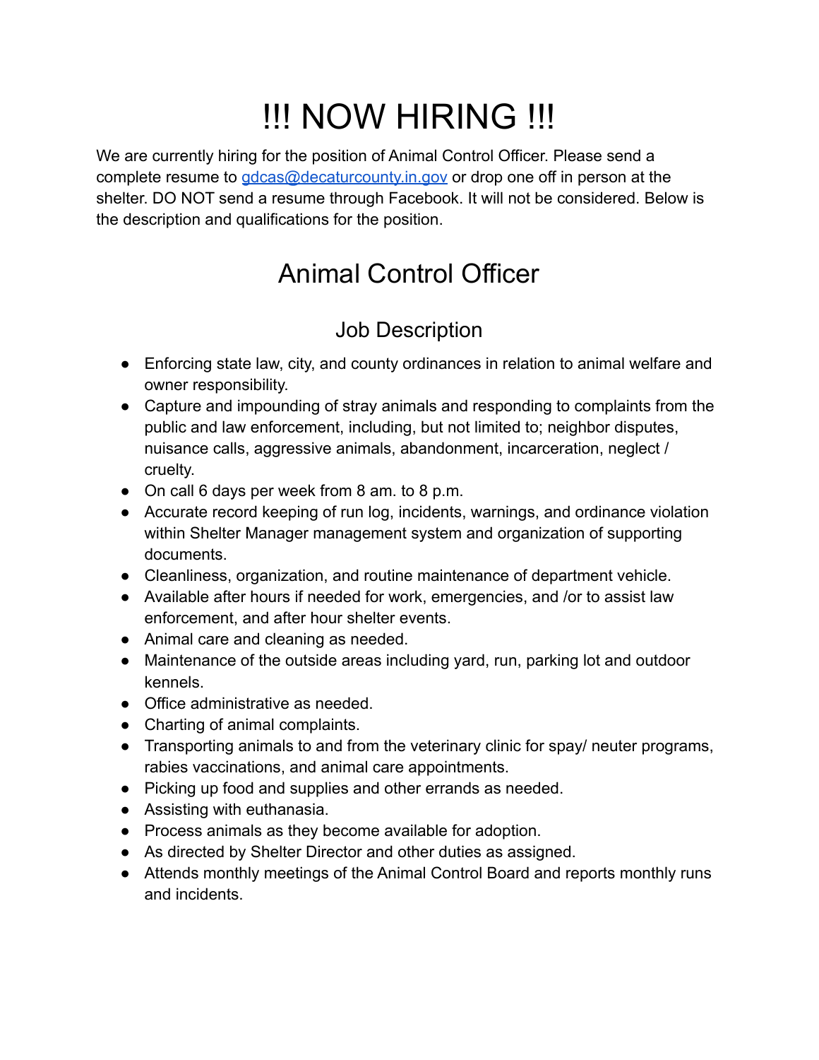# !!! NOW HIRING !!!

We are currently hiring for the position of Animal Control Officer. Please send a complete resume to [gdcas@decaturcounty.in.gov](mailto:gdcas@decaturcounty.in.gov) or drop one off in person at the shelter. DO NOT send a resume through Facebook. It will not be considered. Below is the description and qualifications for the position.

## Animal Control Officer

### Job Description

- Enforcing state law, city, and county ordinances in relation to animal welfare and owner responsibility.
- Capture and impounding of stray animals and responding to complaints from the public and law enforcement, including, but not limited to; neighbor disputes, nuisance calls, aggressive animals, abandonment, incarceration, neglect / cruelty.
- On call 6 days per week from 8 am. to 8 p.m.
- Accurate record keeping of run log, incidents, warnings, and ordinance violation within Shelter Manager management system and organization of supporting documents.
- Cleanliness, organization, and routine maintenance of department vehicle.
- Available after hours if needed for work, emergencies, and /or to assist law enforcement, and after hour shelter events.
- Animal care and cleaning as needed.
- Maintenance of the outside areas including yard, run, parking lot and outdoor kennels.
- Office administrative as needed.
- Charting of animal complaints.
- Transporting animals to and from the veterinary clinic for spay/ neuter programs, rabies vaccinations, and animal care appointments.
- Picking up food and supplies and other errands as needed.
- Assisting with euthanasia.
- Process animals as they become available for adoption.
- As directed by Shelter Director and other duties as assigned.
- Attends monthly meetings of the Animal Control Board and reports monthly runs and incidents.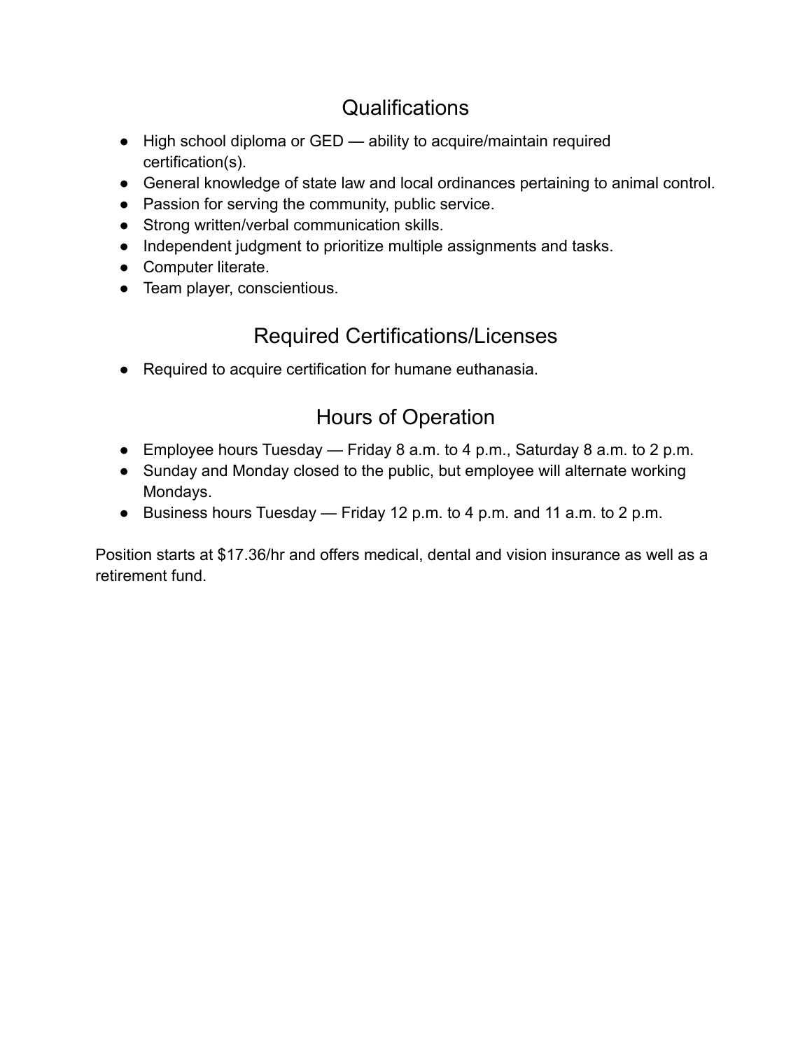## Qualifications

- High school diploma or GED — ability to acquire/maintain required certification(s).
- General knowledge of state law and local ordinances pertaining to animal control.
- Passion for serving the community, public service.
- Strong written/verbal communication skills.
- Independent judgment to prioritize multiple assignments and tasks.
- Computer literate.
- Team player, conscientious.

## Required Certifications/Licenses

- Required to acquire certification for humane euthanasia.

## Hours of Operation

- Employee hours Tuesday — Friday 8 a.m. to 4 p.m., Saturday 8 a.m. to 2 p.m.
- Sunday and Monday closed to the public, but employee will alternate working Mondays.
- Business hours Tuesday — Friday 12 p.m. to 4 p.m. and 11 a.m. to 2 p.m.

Position starts at $17.36/hr and offers medical, dental and vision insurance as well as a retirement fund.